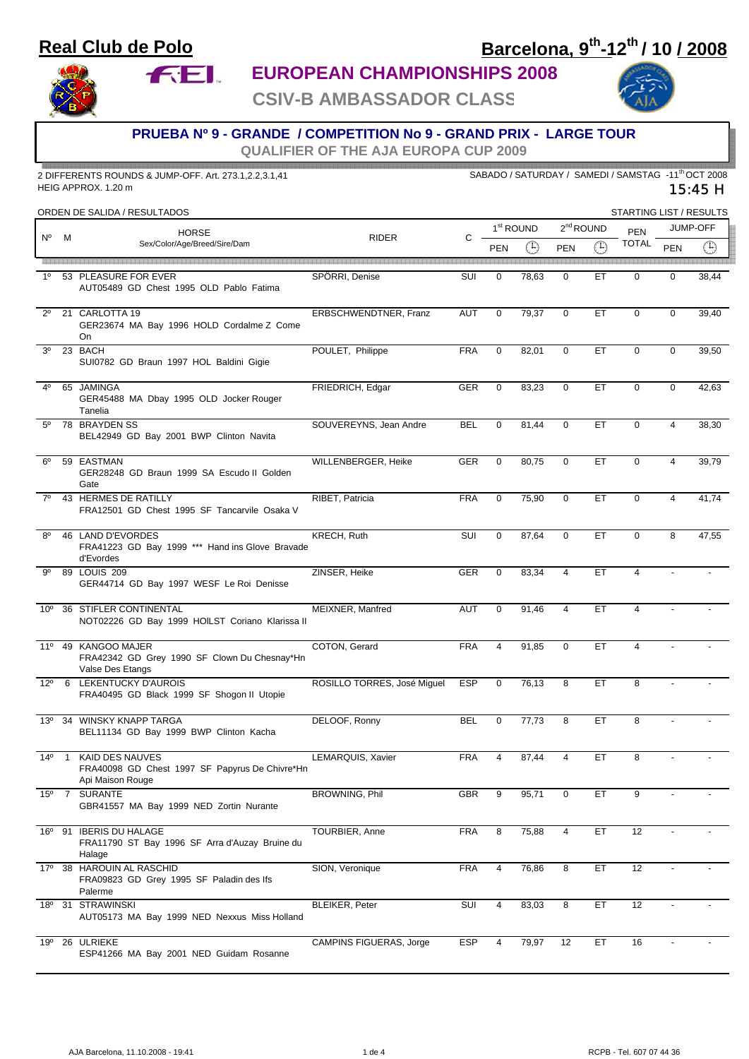# Real Club de Polo

## Barcelona, 9th-12th / 10 / 2008

## EUROPEAN CHAMPIONSHIPS 2008

## CSIV-B AMBASSADOR CLASS

### PRUEBA Nº 9 - GRANDE / COMPETITION No 9 - GRAND PRIX - LARGE TOUR

QUALIFIER OF THE AJA EUROPA CUP 2009

2 DIFFERENTS ROUNDS & JUMP-OFF. Art. 273.1,2.2,3.1,41
HEIG APPROX. 1.20 m

SABADO / SATURDAY / SAMEDI / SAMSTAG -11th OCT 2008
15:45 H

ORDEN DE SALIDA / RESULTADOS — STARTING LIST / RESULTS

| Nº | M | HORSE Sex/Color/Age/Breed/Sire/Dam | RIDER | C | 1st ROUND PEN | 1st ROUND Time | 2nd ROUND PEN | 2nd ROUND Time | PEN TOTAL | JUMP-OFF PEN | JUMP-OFF Time |
|---|---|---|---|---|---|---|---|---|---|---|---|
| 1º | 53 | PLEASURE FOR EVER AUT05489 GD Chest 1995 OLD Pablo Fatima | SPÖRRI, Denise | SUI | 0 | 78,63 | 0 | ET | 0 | 0 | 38,44 |
| 2º | 21 | CARLOTTA 19 GER23674 MA Bay 1996 HOLD Cordalme Z Come On | ERBSCHWENDTNER, Franz | AUT | 0 | 79,37 | 0 | ET | 0 | 0 | 39,40 |
| 3º | 23 | BACH SUI0782 GD Braun 1997 HOL Baldini Gigie | POULET, Philippe | FRA | 0 | 82,01 | 0 | ET | 0 | 0 | 39,50 |
| 4º | 65 | JAMINGA GER45488 MA Dbay 1995 OLD Jocker Rouger Tanelia | FRIEDRICH, Edgar | GER | 0 | 83,23 | 0 | ET | 0 | 0 | 42,63 |
| 5º | 78 | BRAYDEN SS BEL42949 GD Bay 2001 BWP Clinton Navita | SOUVEREYNS, Jean Andre | BEL | 0 | 81,44 | 0 | ET | 0 | 4 | 38,30 |
| 6º | 59 | EASTMAN GER28248 GD Braun 1999 SA Escudo II Golden Gate | WILLENBERGER, Heike | GER | 0 | 80,75 | 0 | ET | 0 | 4 | 39,79 |
| 7º | 43 | HERMES DE RATILLY FRA12501 GD Chest 1995 SF Tancarvile Osaka V | RIBET, Patricia | FRA | 0 | 75,90 | 0 | ET | 0 | 4 | 41,74 |
| 8º | 46 | LAND D'EVORDES FRA41223 GD Bay 1999 *** Hand ins Glove Bravade d'Evordes | KRECH, Ruth | SUI | 0 | 87,64 | 0 | ET | 0 | 8 | 47,55 |
| 9º | 89 | LOUIS 209 GER44714 GD Bay 1997 WESF Le Roi Denisse | ZINSER, Heike | GER | 0 | 83,34 | 4 | ET | 4 | - | - |
| 10º | 36 | STIFLER CONTINENTAL NOT02226 GD Bay 1999 HOILST Coriano Klarissa II | MEIXNER, Manfred | AUT | 0 | 91,46 | 4 | ET | 4 | - | - |
| 11º | 49 | KANGOO MAJER FRA42342 GD Grey 1990 SF Clown Du Chesnay*Hn Valse Des Etangs | COTON, Gerard | FRA | 4 | 91,85 | 0 | ET | 4 | - | - |
| 12º | 6 | LEKENTUCKY D'AUROIS FRA40495 GD Black 1999 SF Shogon II Utopie | ROSILLO TORRES, José Miguel | ESP | 0 | 76,13 | 8 | ET | 8 | - | - |
| 13º | 34 | WINSKY KNAPP TARGA BEL11134 GD Bay 1999 BWP Clinton Kacha | DELOOF, Ronny | BEL | 0 | 77,73 | 8 | ET | 8 | - | - |
| 14º | 1 | KAID DES NAUVES FRA40098 GD Chest 1997 SF Papyrus De Chivre*Hn Api Maison Rouge | LEMARQUIS, Xavier | FRA | 4 | 87,44 | 4 | ET | 8 | - | - |
| 15º | 7 | SURANTE GBR41557 MA Bay 1999 NED Zortin Nurante | BROWNING, Phil | GBR | 9 | 95,71 | 0 | ET | 9 | - | - |
| 16º | 91 | IBERIS DU HALAGE FRA11790 ST Bay 1996 SF Arra d'Auzay Bruine du Halage | TOURBIER, Anne | FRA | 8 | 75,88 | 4 | ET | 12 | - | - |
| 17º | 38 | HAROUIN AL RASCHID FRA09823 GD Grey 1995 SF Paladin des Ifs Palerme | SION, Veronique | FRA | 4 | 76,86 | 8 | ET | 12 | - | - |
| 18º | 31 | STRAWINSKI AUT05173 MA Bay 1999 NED Nexxus Miss Holland | BLEIKER, Peter | SUI | 4 | 83,03 | 8 | ET | 12 | - | - |
| 19º | 26 | ULRIEKE ESP41266 MA Bay 2001 NED Guidam Rosanne | CAMPINS FIGUERAS, Jorge | ESP | 4 | 79,97 | 12 | ET | 16 | - | - |

AJA Barcelona, 11.10.2008 - 19:41 — RCPB - Tel. 607 07 44 36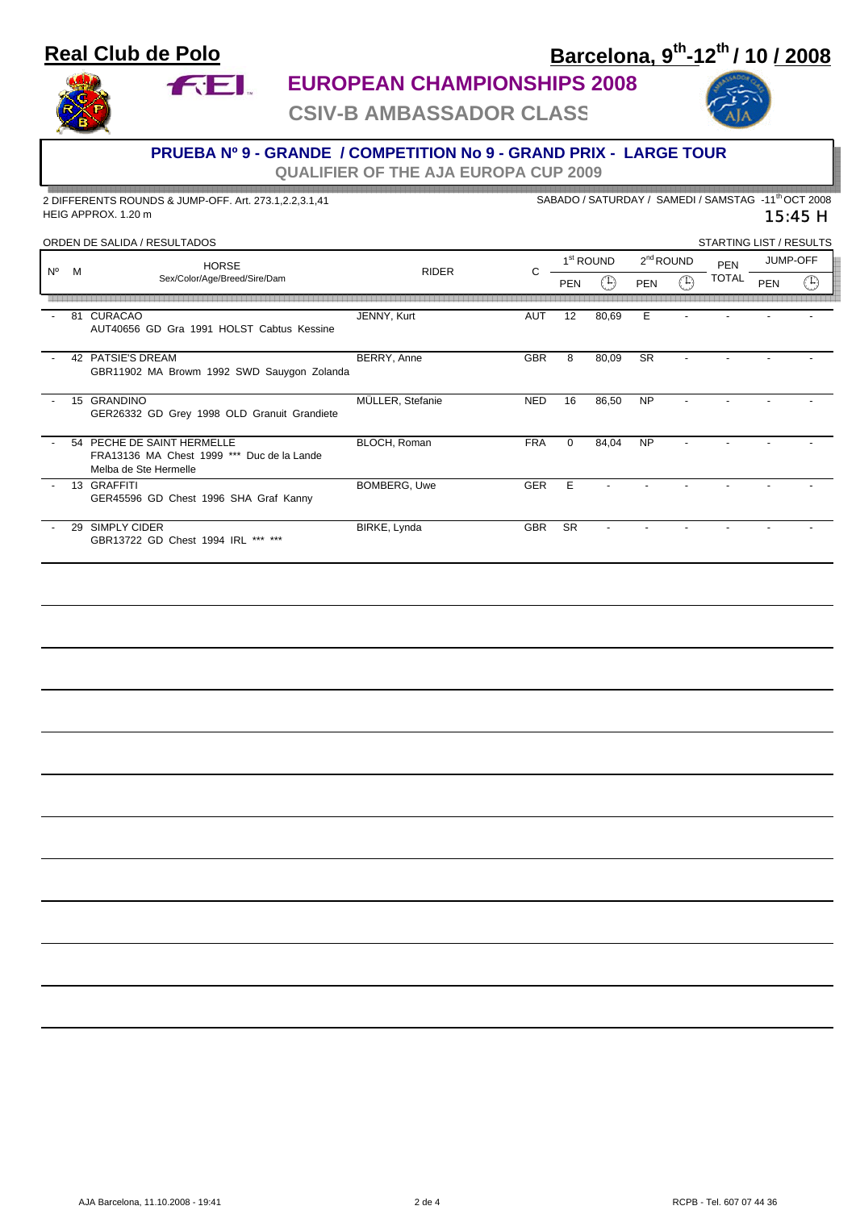## Real Club de Polo

## Barcelona, 9th-12th / 10 / 2008

# EUROPEAN CHAMPIONSHIPS 2008

## CSIV-B AMBASSADOR CLASS

### PRUEBA Nº 9 - GRANDE / COMPETITION No 9 - GRAND PRIX - LARGE TOUR

**QUALIFIER OF THE AJA EUROPA CUP 2009**

2 DIFFERENTS ROUNDS & JUMP-OFF. Art. 273.1,2.2,3.1,41
HEIG APPROX. 1.20 m

SABADO / SATURDAY / SAMEDI / SAMSTAG -11th OCT 2008
15:45 H

ORDEN DE SALIDA / RESULTADOS — STARTING LIST / RESULTS

| Nº | M | HORSE Sex/Color/Age/Breed/Sire/Dam | RIDER | C | 1st ROUND PEN | 1st ROUND Time | 2nd ROUND PEN | 2nd ROUND Time | PEN TOTAL | JUMP-OFF PEN | JUMP-OFF Time |
|---|---|---|---|---|---|---|---|---|---|---|---|
| - | 81 | CURACAO<br>AUT40656 GD Gra 1991 HOLST Cabtus Kessine | JENNY, Kurt | AUT | 12 | 80,69 | E | - | - | - | - |
| - | 42 | PATSIE'S DREAM<br>GBR11902 MA Browm 1992 SWD Sauygon Zolanda | BERRY, Anne | GBR | 8 | 80,09 | SR | - | - | - | - |
| - | 15 | GRANDINO<br>GER26332 GD Grey 1998 OLD Granuit Grandiete | MÜLLER, Stefanie | NED | 16 | 86,50 | NP | - | - | - | - |
| - | 54 | PECHE DE SAINT HERMELLE<br>FRA13136 MA Chest 1999 *** Duc de la Lande Melba de Ste Hermelle | BLOCH, Roman | FRA | 0 | 84,04 | NP | - | - | - | - |
| - | 13 | GRAFFITI<br>GER45596 GD Chest 1996 SHA Graf Kanny | BOMBERG, Uwe | GER | E | - | - | - | - | - | - |
| - | 29 | SIMPLY CIDER<br>GBR13722 GD Chest 1994 IRL *** *** | BIRKE, Lynda | GBR | SR | - | - | - | - | - | - |

AJA Barcelona, 11.10.2008 - 19:41

RCPB - Tel. 607 07 44 36